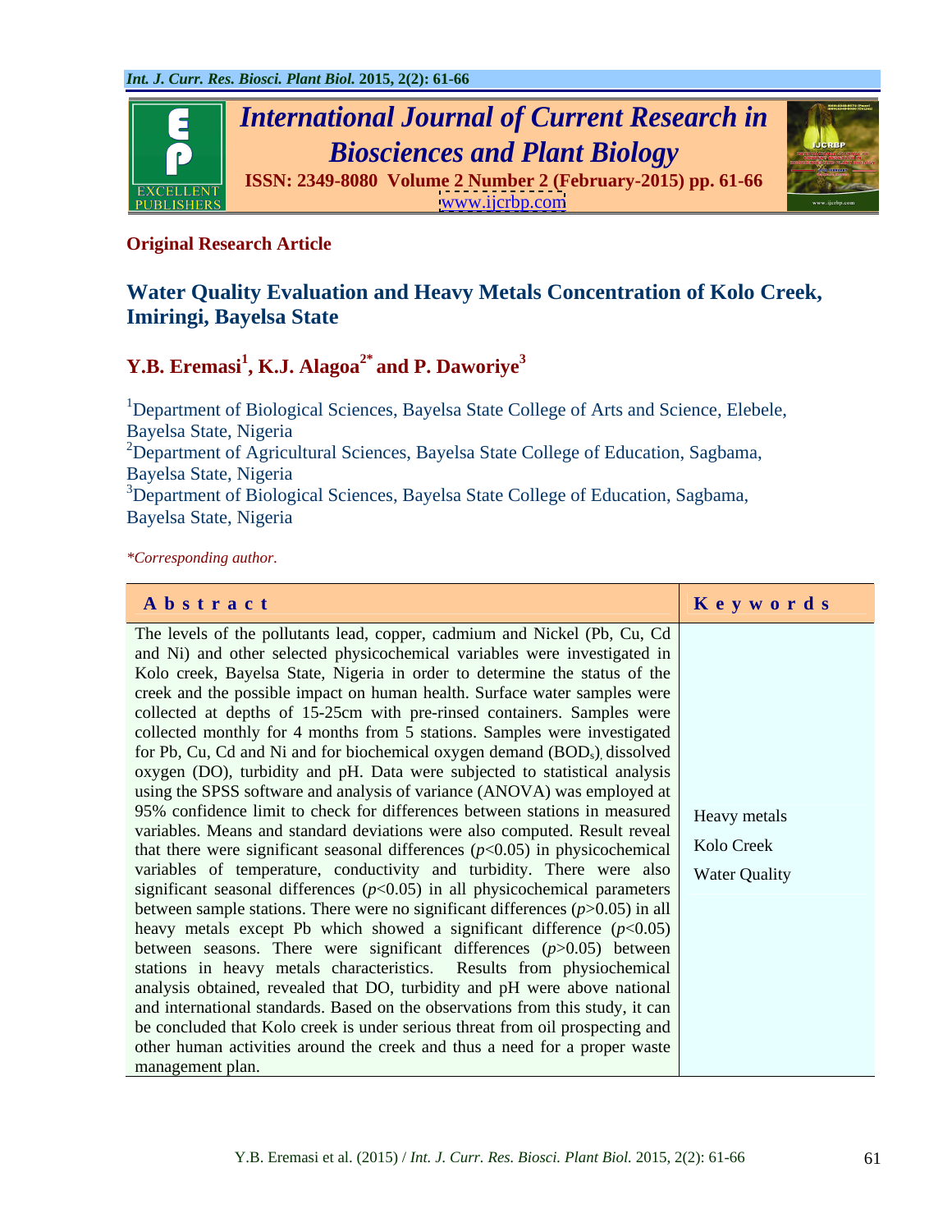**Original Research Article**

# Water Quality Evaluation and Heavy Metals Concentration of Kolo Creek, Imiringi, Bayelsa State

**Y.B. Eremasi[1], K.J. Alagoa[2*] and P. Daworiye[3]**

[1]Department of Biological Sciences, Bayelsa State College of Arts and Science, Elebele, Bayelsa State, Nigeria

[2]Department of Agricultural Sciences, Bayelsa State College of Education, Sagbama, Bayelsa State, Nigeria

[3]Department of Biological Sciences, Bayelsa State College of Education, Sagbama, Bayelsa State, Nigeria

*\*Corresponding author.*

| Abstract | Keywords |
|---|---|
| The levels of the pollutants lead, copper, cadmium and Nickel (Pb, Cu, Cd and Ni) and other selected physicochemical variables were investigated in Kolo creek, Bayelsa State, Nigeria in order to determine the status of the creek and the possible impact on human health. Surface water samples were collected at depths of 15-25cm with pre-rinsed containers. Samples were collected monthly for 4 months from 5 stations. Samples were investigated for Pb, Cu, Cd and Ni and for biochemical oxygen demand ($BOD_s$), dissolved oxygen (DO), turbidity and pH. Data were subjected to statistical analysis using the SPSS software and analysis of variance (ANOVA) was employed at 95% confidence limit to check for differences between stations in measured variables. Means and standard deviations were also computed. Result reveal that there were significant seasonal differences ($p<0.05$) in physicochemical variables of temperature, conductivity and turbidity. There were also significant seasonal differences ($p<0.05$) in all physicochemical parameters between sample stations. There were no significant differences ($p>0.05$) in all heavy metals except Pb which showed a significant difference ($p<0.05$) between seasons. There were significant differences ($p>0.05$) between stations in heavy metals characteristics. Results from physiochemical analysis obtained, revealed that DO, turbidity and pH were above national and international standards. Based on the observations from this study, it can be concluded that Kolo creek is under serious threat from oil prospecting and other human activities around the creek and thus a need for a proper waste management plan. | Heavy metals<br>Kolo Creek<br>Water Quality |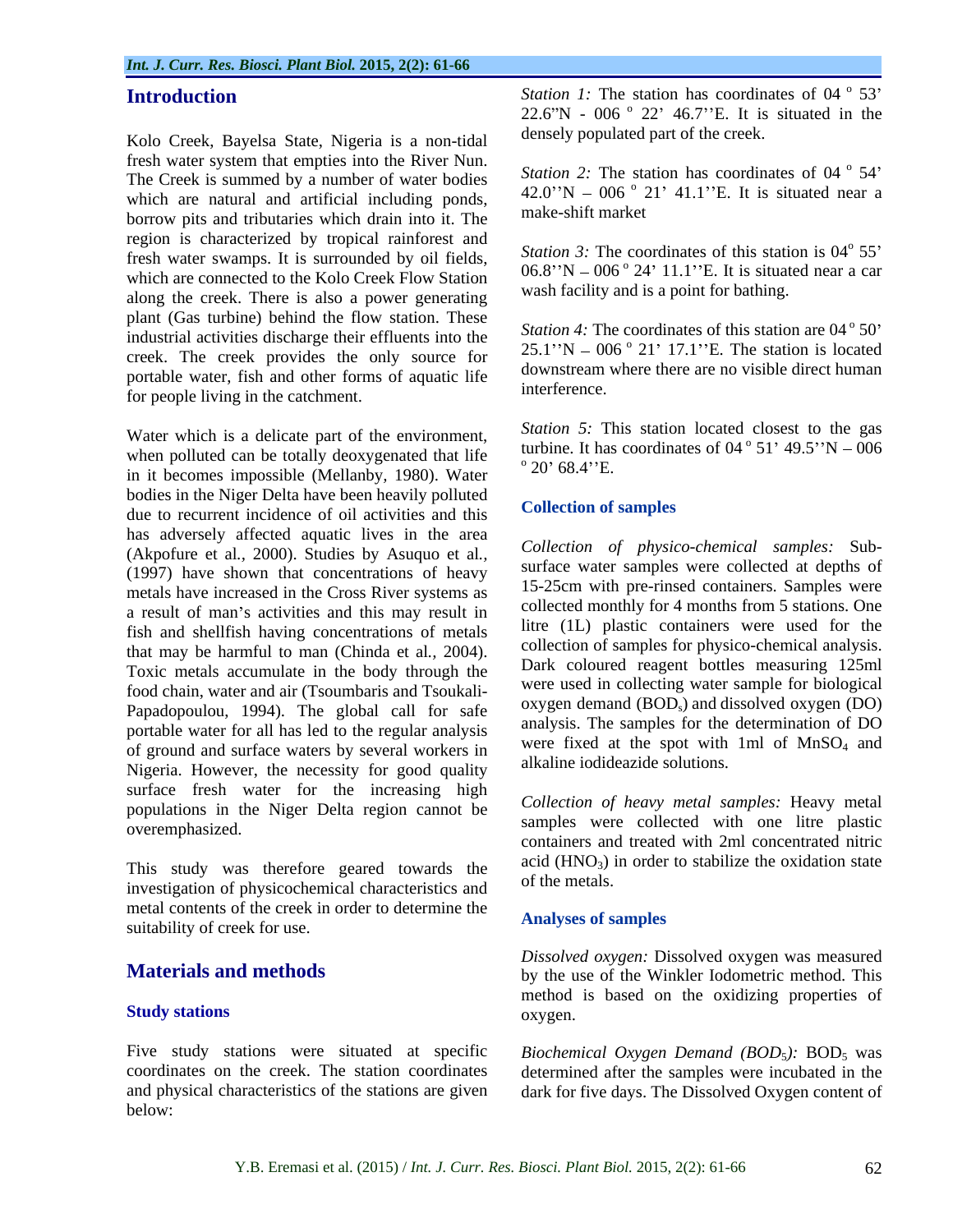## Introduction

Kolo Creek, Bayelsa State, Nigeria is a non-tidal fresh water system that empties into the River Nun. The Creek is summed by a number of water bodies which are natural and artificial including ponds, borrow pits and tributaries which drain into it. The region is characterized by tropical rainforest and fresh water swamps. It is surrounded by oil fields, which are connected to the Kolo Creek Flow Station along the creek. There is also a power generating plant (Gas turbine) behind the flow station. These industrial activities discharge their effluents into the creek. The creek provides the only source for portable water, fish and other forms of aquatic life for people living in the catchment.

Water which is a delicate part of the environment, when polluted can be totally deoxygenated that life in it becomes impossible (Mellanby, 1980). Water bodies in the Niger Delta have been heavily polluted due to recurrent incidence of oil activities and this has adversely affected aquatic lives in the area (Akpofure et al*.,* 2000). Studies by Asuquo et al*.,* (1997) have shown that concentrations of heavy metals have increased in the Cross River systems as a result of man's activities and this may result in fish and shellfish having concentrations of metals that may be harmful to man (Chinda et al*.,* 2004). Toxic metals accumulate in the body through the food chain, water and air (Tsoumbaris and Tsoukali-Papadopoulou, 1994). The global call for safe portable water for all has led to the regular analysis of ground and surface waters by several workers in Nigeria. However, the necessity for good quality surface fresh water for the increasing high populations in the Niger Delta region cannot be overemphasized.

This study was therefore geared towards the investigation of physicochemical characteristics and metal contents of the creek in order to determine the suitability of creek for use.

## Materials and methods

### Study stations

Five study stations were situated at specific coordinates on the creek. The station coordinates and physical characteristics of the stations are given below:

*Station 1:* The station has coordinates of 04 º 53' 22.6"N - 006 º 22' 46.7''E. It is situated in the densely populated part of the creek.

*Station 2:* The station has coordinates of 04 º 54' 42.0''N – 006 º 21' 41.1''E. It is situated near a make-shift market

*Station 3:* The coordinates of this station is 04º 55' 06.8''N – 006 º 24' 11.1''E. It is situated near a car wash facility and is a point for bathing.

*Station 4:* The coordinates of this station are 04 º 50' 25.1''N – 006 º 21' 17.1''E. The station is located downstream where there are no visible direct human interference.

*Station 5:* This station located closest to the gas turbine. It has coordinates of 04 º 51' 49.5''N – 006 º 20' 68.4''E.

### Collection of samples

*Collection of physico-chemical samples:* Sub-surface water samples were collected at depths of 15-25cm with pre-rinsed containers. Samples were collected monthly for 4 months from 5 stations. One litre (1L) plastic containers were used for the collection of samples for physico-chemical analysis. Dark coloured reagent bottles measuring 125ml were used in collecting water sample for biological oxygen demand ($BOD_s$) and dissolved oxygen (DO) analysis. The samples for the determination of DO were fixed at the spot with 1ml of $MnSO_4$ and alkaline iodideazide solutions.

*Collection of heavy metal samples:* Heavy metal samples were collected with one litre plastic containers and treated with 2ml concentrated nitric acid ($HNO_3$) in order to stabilize the oxidation state of the metals.

### Analyses of samples

*Dissolved oxygen:* Dissolved oxygen was measured by the use of the Winkler Iodometric method. This method is based on the oxidizing properties of oxygen.

*Biochemical Oxygen Demand ($BOD_5$):* $BOD_5$ was determined after the samples were incubated in the dark for five days. The Dissolved Oxygen content of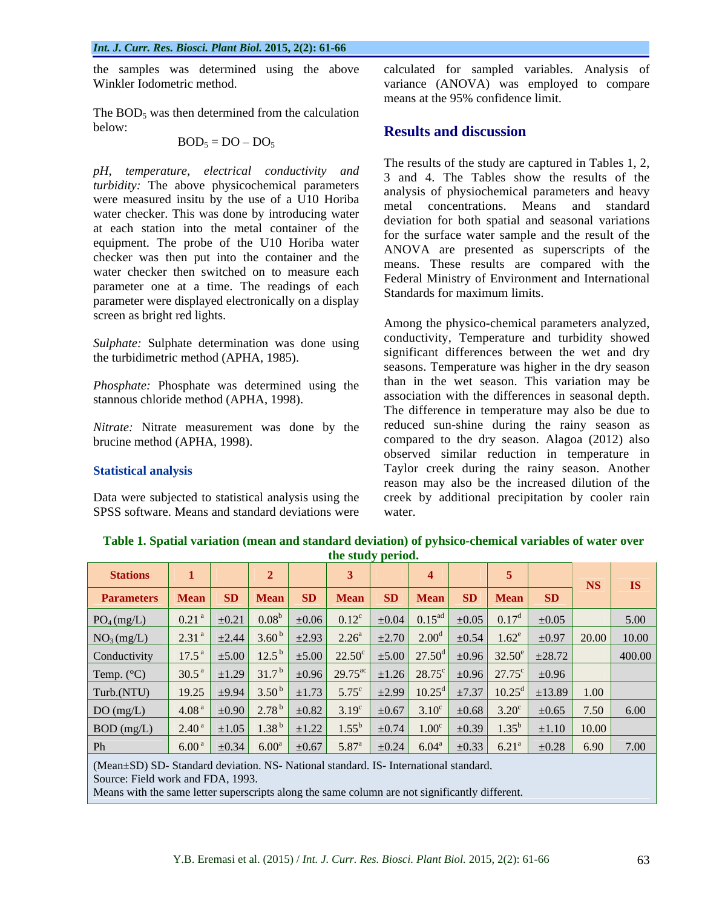the samples was determined using the above Winkler Iodometric method.

The $BOD_5$ was then determined from the calculation below:

$$BOD_5 = DO - DO_5$$

*pH, temperature, electrical conductivity and turbidity:* The above physicochemical parameters were measured insitu by the use of a U10 Horiba water checker. This was done by introducing water at each station into the metal container of the equipment. The probe of the U10 Horiba water checker was then put into the container and the water checker then switched on to measure each parameter one at a time. The readings of each parameter were displayed electronically on a display screen as bright red lights.

*Sulphate:* Sulphate determination was done using the turbidimetric method (APHA, 1985).

*Phosphate:* Phosphate was determined using the stannous chloride method (APHA, 1998).

*Nitrate:* Nitrate measurement was done by the brucine method (APHA, 1998).

### Statistical analysis

Data were subjected to statistical analysis using the SPSS software. Means and standard deviations were calculated for sampled variables. Analysis of variance (ANOVA) was employed to compare means at the 95% confidence limit.

## Results and discussion

The results of the study are captured in Tables 1, 2, 3 and 4. The Tables show the results of the analysis of physiochemical parameters and heavy metal concentrations. Means and standard deviation for both spatial and seasonal variations for the surface water sample and the result of the ANOVA are presented as superscripts of the means. These results are compared with the Federal Ministry of Environment and International Standards for maximum limits.

Among the physico-chemical parameters analyzed, conductivity, Temperature and turbidity showed significant differences between the wet and dry seasons. Temperature was higher in the dry season than in the wet season. This variation may be association with the differences in seasonal depth. The difference in temperature may also be due to reduced sun-shine during the rainy season as compared to the dry season. Alagoa (2012) also observed similar reduction in temperature in Taylor creek during the rainy season. Another reason may also be the increased dilution of the creek by additional precipitation by cooler rain water.

**Table 1. Spatial variation (mean and standard deviation) of pyhsico-chemical variables of water over the study period.**

| Stations | 1 | | 2 | | 3 | | 4 | | 5 | | NS | IS |
|---|---|---|---|---|---|---|---|---|---|---|---|---|
| Parameters | Mean | SD | Mean | SD | Mean | SD | Mean | SD | Mean | SD | | |
| $PO_4$ (mg/L) | 0.21 $^{a}$ | ±0.21 | 0.08$^{b}$ | ±0.06 | 0.12$^{c}$ | ±0.04 | 0.15$^{ad}$ | ±0.05 | 0.17$^{d}$ | ±0.05 | | 5.00 |
| $NO_3$ (mg/L) | 2.31 $^{a}$ | ±2.44 | 3.60 $^{b}$ | ±2.93 | 2.26$^{a}$ | ±2.70 | 2.00$^{d}$ | ±0.54 | 1.62$^{e}$ | ±0.97 | 20.00 | 10.00 |
| Conductivity | 17.5 $^{a}$ | ±5.00 | 12.5 $^{b}$ | ±5.00 | 22.50$^{c}$ | ±5.00 | 27.50$^{d}$ | ±0.96 | 32.50$^{e}$ | ±28.72 | | 400.00 |
| Temp. (°C) | 30.5 $^{a}$ | ±1.29 | 31.7 $^{b}$ | ±0.96 | 29.75$^{ac}$ | ±1.26 | 28.75$^{c}$ | ±0.96 | 27.75$^{c}$ | ±0.96 | | |
| Turb.(NTU) | 19.25 | ±9.94 | 3.50 $^{b}$ | ±1.73 | 5.75$^{c}$ | ±2.99 | 10.25$^{d}$ | ±7.37 | 10.25$^{d}$ | ±13.89 | 1.00 | |
| DO (mg/L) | 4.08 $^{a}$ | ±0.90 | 2.78 $^{b}$ | ±0.82 | 3.19$^{c}$ | ±0.67 | 3.10$^{c}$ | ±0.68 | 3.20$^{c}$ | ±0.65 | 7.50 | 6.00 |
| BOD (mg/L) | 2.40 $^{a}$ | ±1.05 | 1.38 $^{b}$ | ±1.22 | 1.55$^{b}$ | ±0.74 | 1.00$^{c}$ | ±0.39 | 1.35$^{b}$ | ±1.10 | 10.00 | |
| Ph | 6.00 $^{a}$ | ±0.34 | 6.00$^{a}$ | ±0.67 | 5.87$^{a}$ | ±0.24 | 6.04$^{a}$ | ±0.33 | 6.21$^{a}$ | ±0.28 | 6.90 | 7.00 |

(Mean±SD) SD- Standard deviation. NS- National standard. IS- International standard.
Source: Field work and FDA, 1993.
Means with the same letter superscripts along the same column are not significantly different.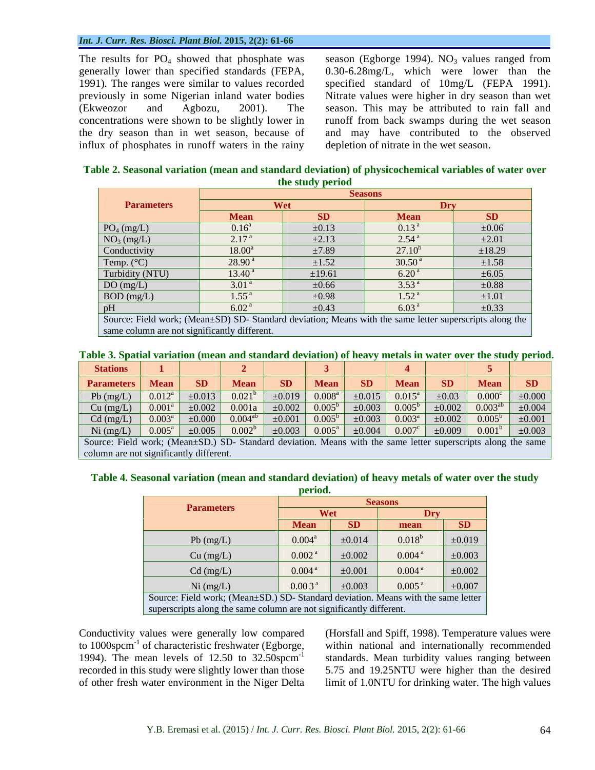The results for $PO_4$ showed that phosphate was generally lower than specified standards (FEPA, 1991). The ranges were similar to values recorded previously in some Nigerian inland water bodies (Ekweozor and Agbozu, 2001). The concentrations were shown to be slightly lower in the dry season than in wet season, because of influx of phosphates in runoff waters in the rainy season (Egborge 1994). $NO_3$ values ranged from 0.30-6.28mg/L, which were lower than the specified standard of 10mg/L (FEPA 1991). Nitrate values were higher in dry season than wet season. This may be attributed to rain fall and runoff from back swamps during the wet season and may have contributed to the observed depletion of nitrate in the wet season.

**Table 2. Seasonal variation (mean and standard deviation) of physicochemical variables of water over the study period**

| Parameters | Seasons | | | |
|---|---|---|---|---|
| | Wet | | Dry | |
| | Mean | SD | Mean | SD |
| $PO_4$ (mg/L) | $0.16^a$ | ±0.13 | $0.13^a$ | ±0.06 |
| $NO_3$ (mg/L) | $2.17^a$ | ±2.13 | $2.54^a$ | ±2.01 |
| Conductivity | $18.00^a$ | ±7.89 | $27.10^b$ | ±18.29 |
| Temp. (°C) | $28.90^a$ | ±1.52 | $30.50^a$ | ±1.58 |
| Turbidity (NTU) | $13.40^a$ | ±19.61 | $6.20^a$ | ±6.05 |
| DO (mg/L) | $3.01^a$ | ±0.66 | $3.53^a$ | ±0.88 |
| BOD (mg/L) | $1.55^a$ | ±0.98 | $1.52^a$ | ±1.01 |
| pH | $6.02^a$ | ±0.43 | $6.03^a$ | ±0.33 |

Source: Field work; (Mean±SD) SD- Standard deviation; Means with the same letter superscripts along the same column are not significantly different.

**Table 3. Spatial variation (mean and standard deviation) of heavy metals in water over the study period.**

| Stations | 1 | | 2 | | 3 | | 4 | | 5 | |
|---|---|---|---|---|---|---|---|---|---|---|
| Parameters | Mean | SD | Mean | SD | Mean | SD | Mean | SD | Mean | SD |
| Pb (mg/L) | $0.012^a$ | ±0.013 | $0.021^b$ | ±0.019 | $0.008^a$ | ±0.015 | $0.015^a$ | ±0.03 | $0.000^c$ | ±0.000 |
| Cu (mg/L) | $0.001^a$ | ±0.002 | 0.001a | ±0.002 | $0.005^b$ | ±0.003 | $0.005^b$ | ±0.002 | $0.003^{ab}$ | ±0.004 |
| Cd (mg/L) | $0.003^a$ | ±0.000 | $0.004^{ab}$ | ±0.001 | $0.005^b$ | ±0.003 | $0.003^a$ | ±0.002 | $0.005^b$ | ±0.001 |
| Ni (mg/L) | $0.005^a$ | ±0.005 | $0.002^b$ | ±0.003 | $0.005^a$ | ±0.004 | $0.007^c$ | ±0.009 | $0.001^b$ | ±0.003 |

Source: Field work; (Mean±SD.) SD- Standard deviation. Means with the same letter superscripts along the same column are not significantly different.

**Table 4. Seasonal variation (mean and standard deviation) of heavy metals of water over the study period.**

| Parameters | Seasons | | | |
|---|---|---|---|---|
| | Wet | | Dry | |
| | Mean | SD | mean | SD |
| Pb (mg/L) | $0.004^a$ | ±0.014 | $0.018^b$ | ±0.019 |
| Cu (mg/L) | $0.002^a$ | ±0.002 | $0.004^a$ | ±0.003 |
| Cd (mg/L) | $0.004^a$ | ±0.001 | $0.004^a$ | ±0.002 |
| Ni (mg/L) | $0.003^a$ | ±0.003 | $0.005^a$ | ±0.007 |

Source: Field work; (Mean±SD.) SD- Standard deviation. Means with the same letter superscripts along the same column are not significantly different.

Conductivity values were generally low compared to 1000spcm$^{-1}$ of characteristic freshwater (Egborge, 1994). The mean levels of 12.50 to 32.50spcm$^{-1}$ recorded in this study were slightly lower than those of other fresh water environment in the Niger Delta (Horsfall and Spiff, 1998). Temperature values were within national and internationally recommended standards. Mean turbidity values ranging between 5.75 and 19.25NTU were higher than the desired limit of 1.0NTU for drinking water. The high values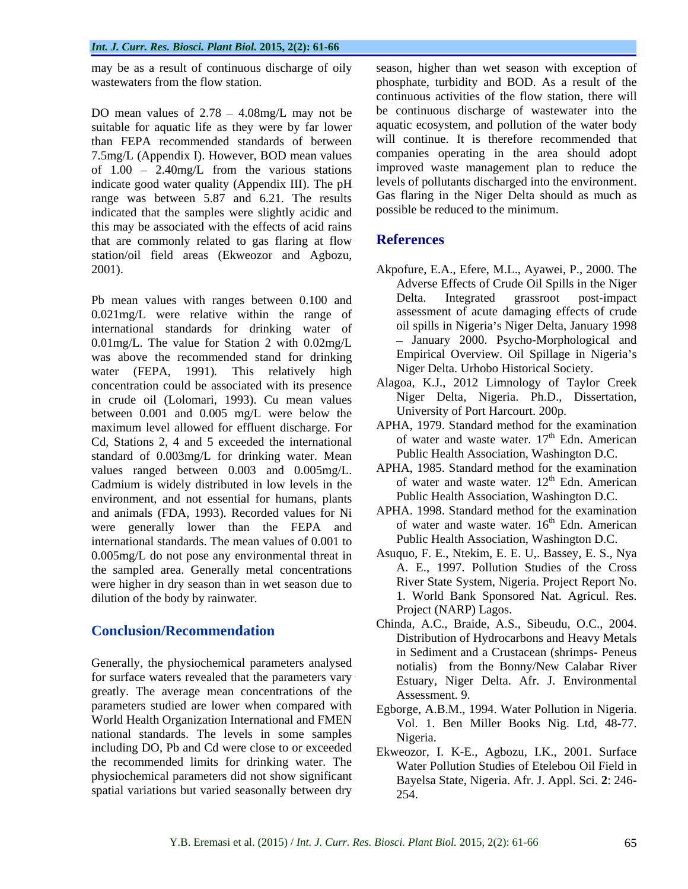may be as a result of continuous discharge of oily wastewaters from the flow station.

DO mean values of 2.78 – 4.08mg/L may not be suitable for aquatic life as they were by far lower than FEPA recommended standards of between 7.5mg/L (Appendix I). However, BOD mean values of 1.00 – 2.40mg/L from the various stations indicate good water quality (Appendix III). The pH range was between 5.87 and 6.21. The results indicated that the samples were slightly acidic and this may be associated with the effects of acid rains that are commonly related to gas flaring at flow station/oil field areas (Ekweozor and Agbozu, 2001).

Pb mean values with ranges between 0.100 and 0.021mg/L were relative within the range of international standards for drinking water of 0.01mg/L. The value for Station 2 with 0.02mg/L was above the recommended stand for drinking water (FEPA, 1991). This relatively high concentration could be associated with its presence in crude oil (Lolomari, 1993). Cu mean values between 0.001 and 0.005 mg/L were below the maximum level allowed for effluent discharge. For Cd, Stations 2, 4 and 5 exceeded the international standard of 0.003mg/L for drinking water. Mean values ranged between 0.003 and 0.005mg/L. Cadmium is widely distributed in low levels in the environment, and not essential for humans, plants and animals (FDA, 1993). Recorded values for Ni were generally lower than the FEPA and international standards. The mean values of 0.001 to 0.005mg/L do not pose any environmental threat in the sampled area. Generally metal concentrations were higher in dry season than in wet season due to dilution of the body by rainwater.

## Conclusion/Recommendation

Generally, the physiochemical parameters analysed for surface waters revealed that the parameters vary greatly. The average mean concentrations of the parameters studied are lower when compared with World Health Organization International and FMEN national standards. The levels in some samples including DO, Pb and Cd were close to or exceeded the recommended limits for drinking water. The physiochemical parameters did not show significant spatial variations but varied seasonally between dry season, higher than wet season with exception of phosphate, turbidity and BOD. As a result of the continuous activities of the flow station, there will be continuous discharge of wastewater into the aquatic ecosystem, and pollution of the water body will continue. It is therefore recommended that companies operating in the area should adopt improved waste management plan to reduce the levels of pollutants discharged into the environment. Gas flaring in the Niger Delta should as much as possible be reduced to the minimum.

## References

Akpofure, E.A., Efere, M.L., Ayawei, P., 2000. The Adverse Effects of Crude Oil Spills in the Niger Delta. Integrated grassroot post-impact assessment of acute damaging effects of crude oil spills in Nigeria's Niger Delta, January 1998 – January 2000. Psycho-Morphological and Empirical Overview. Oil Spillage in Nigeria's Niger Delta. Urhobo Historical Society.

Alagoa, K.J., 2012 Limnology of Taylor Creek Niger Delta, Nigeria. Ph.D., Dissertation, University of Port Harcourt. 200p.

APHA, 1979. Standard method for the examination of water and waste water. 17th Edn. American Public Health Association, Washington D.C.

APHA, 1985. Standard method for the examination of water and waste water. 12th Edn. American Public Health Association, Washington D.C.

APHA. 1998. Standard method for the examination of water and waste water. 16th Edn. American Public Health Association, Washington D.C.

Asuquo, F. E., Ntekim, E. E. U,. Bassey, E. S., Nya A. E., 1997. Pollution Studies of the Cross River State System, Nigeria. Project Report No. 1. World Bank Sponsored Nat. Agricul. Res. Project (NARP) Lagos.

Chinda, A.C., Braide, A.S., Sibeudu, O.C., 2004. Distribution of Hydrocarbons and Heavy Metals in Sediment and a Crustacean (shrimps- Peneus notialis) from the Bonny/New Calabar River Estuary, Niger Delta. Afr. J. Environmental Assessment. 9.

Egborge, A.B.M., 1994. Water Pollution in Nigeria. Vol. 1. Ben Miller Books Nig. Ltd, 48-77. Nigeria.

Ekweozor, I. K-E., Agbozu, I.K., 2001. Surface Water Pollution Studies of Etelebou Oil Field in Bayelsa State, Nigeria. Afr. J. Appl. Sci. **2**: 246-254.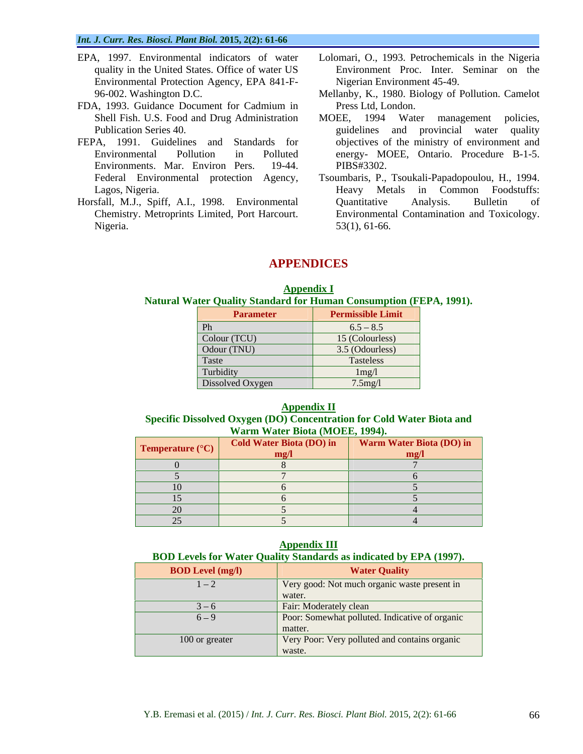EPA, 1997. Environmental indicators of water quality in the United States. Office of water US Environmental Protection Agency, EPA 841-F-96-002. Washington D.C.

FDA, 1993. Guidance Document for Cadmium in Shell Fish. U.S. Food and Drug Administration Publication Series 40.

FEPA, 1991. Guidelines and Standards for Environmental Pollution in Polluted Environments. Mar. Environ Pers. 19-44. Federal Environmental protection Agency, Lagos, Nigeria.

Horsfall, M.J., Spiff, A.I., 1998. Environmental Chemistry. Metroprints Limited, Port Harcourt. Nigeria.

Lolomari, O., 1993. Petrochemicals in the Nigeria Environment Proc. Inter. Seminar on the Nigerian Environment 45-49.

Mellanby, K., 1980. Biology of Pollution. Camelot Press Ltd, London.

MOEE, 1994 Water management policies, guidelines and provincial water quality objectives of the ministry of environment and energy- MOEE, Ontario. Procedure B-1-5. PIBS#3302.

Tsoumbaris, P., Tsoukali-Papadopoulou, H., 1994. Heavy Metals in Common Foodstuffs: Quantitative Analysis. Bulletin of Environmental Contamination and Toxicology. 53(1), 61-66.

# APPENDICES

## Appendix I

**Natural Water Quality Standard for Human Consumption (FEPA, 1991).**

| Parameter | Permissible Limit |
|---|---|
| Ph | 6.5 – 8.5 |
| Colour (TCU) | 15 (Colourless) |
| Odour (TNU) | 3.5 (Odourless) |
| Taste | Tasteless |
| Turbidity | 1mg/l |
| Dissolved Oxygen | 7.5mg/l |

## Appendix II

**Specific Dissolved Oxygen (DO) Concentration for Cold Water Biota and Warm Water Biota (MOEE, 1994).**

| Temperature (°C) | Cold Water Biota (DO) in mg/l | Warm Water Biota (DO) in mg/l |
|---|---|---|
| 0 | 8 | 7 |
| 5 | 7 | 6 |
| 10 | 6 | 5 |
| 15 | 6 | 5 |
| 20 | 5 | 4 |
| 25 | 5 | 4 |

## Appendix III

**BOD Levels for Water Quality Standards as indicated by EPA (1997).**

| BOD Level (mg/l) | Water Quality |
|---|---|
| 1 – 2 | Very good: Not much organic waste present in water. |
| 3 – 6 | Fair: Moderately clean |
| 6 – 9 | Poor: Somewhat polluted. Indicative of organic matter. |
| 100 or greater | Very Poor: Very polluted and contains organic waste. |